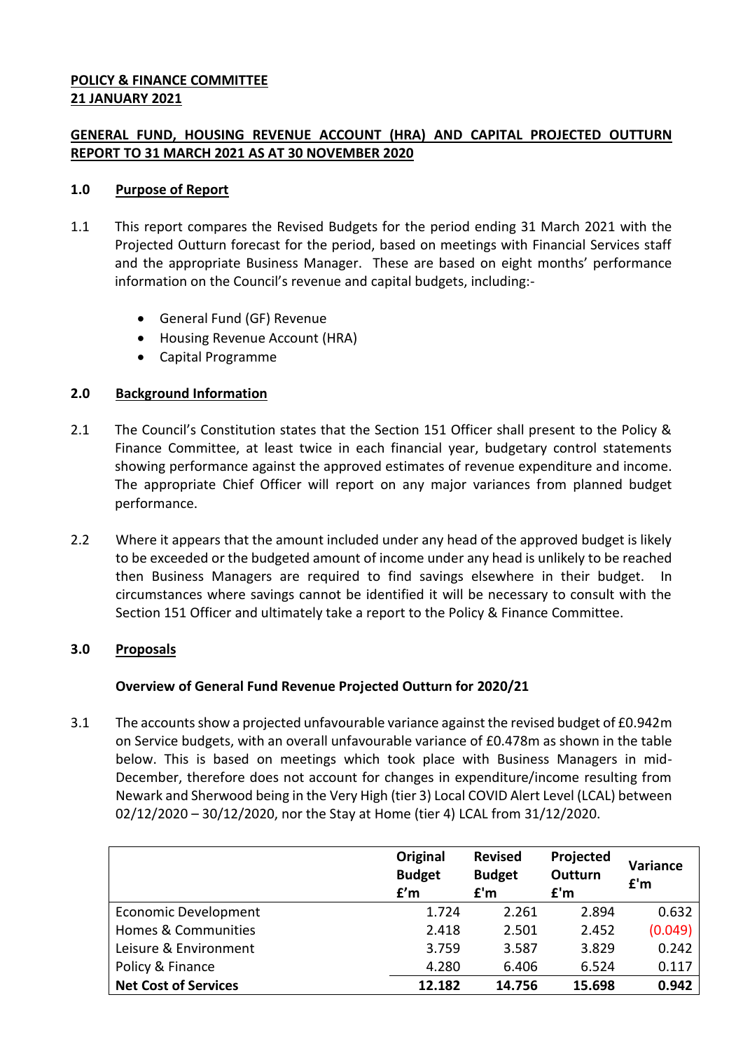**POLICY & FINANCE COMMITTEE**
**21 JANUARY 2021**

**GENERAL FUND, HOUSING REVENUE ACCOUNT (HRA) AND CAPITAL PROJECTED OUTTURN REPORT TO 31 MARCH 2021 AS AT 30 NOVEMBER 2020**

## 1.0 Purpose of Report

1.1 This report compares the Revised Budgets for the period ending 31 March 2021 with the Projected Outturn forecast for the period, based on meetings with Financial Services staff and the appropriate Business Manager. These are based on eight months' performance information on the Council's revenue and capital budgets, including:-

- General Fund (GF) Revenue
- Housing Revenue Account (HRA)
- Capital Programme

## 2.0 Background Information

2.1 The Council's Constitution states that the Section 151 Officer shall present to the Policy & Finance Committee, at least twice in each financial year, budgetary control statements showing performance against the approved estimates of revenue expenditure and income. The appropriate Chief Officer will report on any major variances from planned budget performance.

2.2 Where it appears that the amount included under any head of the approved budget is likely to be exceeded or the budgeted amount of income under any head is unlikely to be reached then Business Managers are required to find savings elsewhere in their budget. In circumstances where savings cannot be identified it will be necessary to consult with the Section 151 Officer and ultimately take a report to the Policy & Finance Committee.

## 3.0 Proposals

### Overview of General Fund Revenue Projected Outturn for 2020/21

3.1 The accounts show a projected unfavourable variance against the revised budget of £0.942m on Service budgets, with an overall unfavourable variance of £0.478m as shown in the table below. This is based on meetings which took place with Business Managers in mid-December, therefore does not account for changes in expenditure/income resulting from Newark and Sherwood being in the Very High (tier 3) Local COVID Alert Level (LCAL) between 02/12/2020 – 30/12/2020, nor the Stay at Home (tier 4) LCAL from 31/12/2020.

| | Original Budget £'m | Revised Budget £'m | Projected Outturn £'m | Variance £'m |
|---|---|---|---|---|
| Economic Development | 1.724 | 2.261 | 2.894 | 0.632 |
| Homes & Communities | 2.418 | 2.501 | 2.452 | (0.049) |
| Leisure & Environment | 3.759 | 3.587 | 3.829 | 0.242 |
| Policy & Finance | 4.280 | 6.406 | 6.524 | 0.117 |
| **Net Cost of Services** | **12.182** | **14.756** | **15.698** | **0.942** |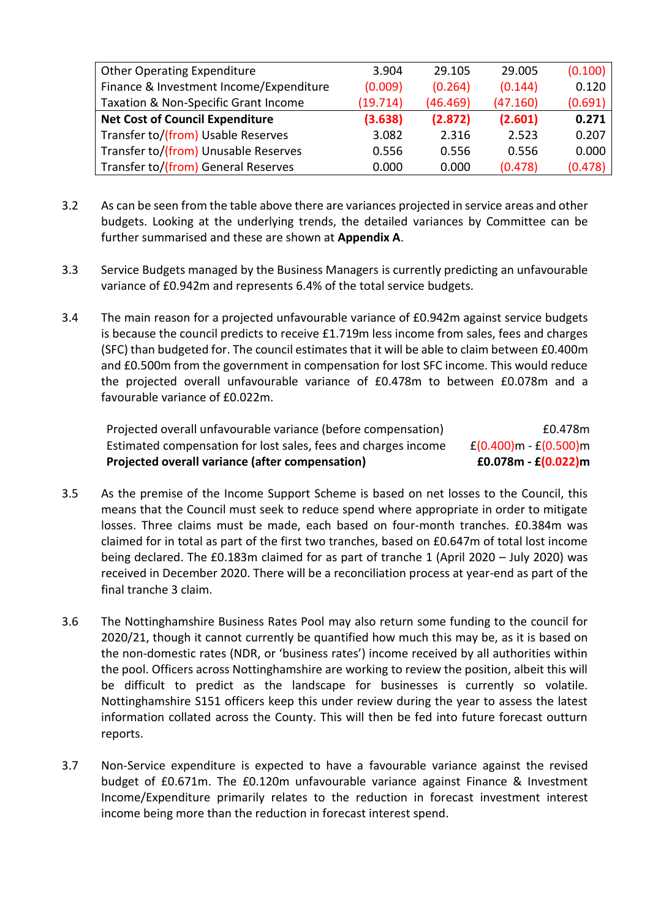| | | | | |
|---|---|---|---|---|
| Other Operating Expenditure | 3.904 | 29.105 | 29.005 | (0.100) |
| Finance & Investment Income/Expenditure | (0.009) | (0.264) | (0.144) | 0.120 |
| Taxation & Non-Specific Grant Income | (19.714) | (46.469) | (47.160) | (0.691) |
| **Net Cost of Council Expenditure** | **(3.638)** | **(2.872)** | **(2.601)** | **0.271** |
| Transfer to/(from) Usable Reserves | 3.082 | 2.316 | 2.523 | 0.207 |
| Transfer to/(from) Unusable Reserves | 0.556 | 0.556 | 0.556 | 0.000 |
| Transfer to/(from) General Reserves | 0.000 | 0.000 | (0.478) | (0.478) |

3.2 As can be seen from the table above there are variances projected in service areas and other budgets. Looking at the underlying trends, the detailed variances by Committee can be further summarised and these are shown at **Appendix A**.

3.3 Service Budgets managed by the Business Managers is currently predicting an unfavourable variance of £0.942m and represents 6.4% of the total service budgets.

3.4 The main reason for a projected unfavourable variance of £0.942m against service budgets is because the council predicts to receive £1.719m less income from sales, fees and charges (SFC) than budgeted for. The council estimates that it will be able to claim between £0.400m and £0.500m from the government in compensation for lost SFC income. This would reduce the projected overall unfavourable variance of £0.478m to between £0.078m and a favourable variance of £0.022m.

| | |
|---|---|
| Projected overall unfavourable variance (before compensation) | £0.478m |
| Estimated compensation for lost sales, fees and charges income | £(0.400)m - £(0.500)m |
| **Projected overall variance (after compensation)** | **£0.078m - £(0.022)m** |

3.5 As the premise of the Income Support Scheme is based on net losses to the Council, this means that the Council must seek to reduce spend where appropriate in order to mitigate losses. Three claims must be made, each based on four-month tranches. £0.384m was claimed for in total as part of the first two tranches, based on £0.647m of total lost income being declared. The £0.183m claimed for as part of tranche 1 (April 2020 – July 2020) was received in December 2020. There will be a reconciliation process at year-end as part of the final tranche 3 claim.

3.6 The Nottinghamshire Business Rates Pool may also return some funding to the council for 2020/21, though it cannot currently be quantified how much this may be, as it is based on the non-domestic rates (NDR, or 'business rates') income received by all authorities within the pool. Officers across Nottinghamshire are working to review the position, albeit this will be difficult to predict as the landscape for businesses is currently so volatile. Nottinghamshire S151 officers keep this under review during the year to assess the latest information collated across the County. This will then be fed into future forecast outturn reports.

3.7 Non-Service expenditure is expected to have a favourable variance against the revised budget of £0.671m. The £0.120m unfavourable variance against Finance & Investment Income/Expenditure primarily relates to the reduction in forecast investment interest income being more than the reduction in forecast interest spend.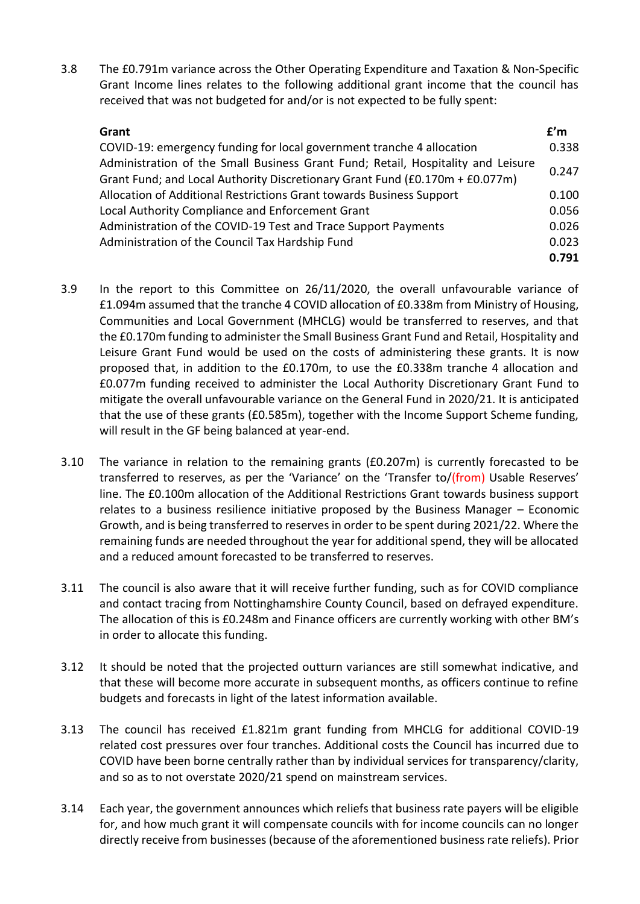3.8 The £0.791m variance across the Other Operating Expenditure and Taxation & Non-Specific Grant Income lines relates to the following additional grant income that the council has received that was not budgeted for and/or is not expected to be fully spent:

| **Grant** | **£'m** |
|---|---|
| COVID-19: emergency funding for local government tranche 4 allocation | 0.338 |
| Administration of the Small Business Grant Fund; Retail, Hospitality and Leisure Grant Fund; and Local Authority Discretionary Grant Fund (£0.170m + £0.077m) | 0.247 |
| Allocation of Additional Restrictions Grant towards Business Support | 0.100 |
| Local Authority Compliance and Enforcement Grant | 0.056 |
| Administration of the COVID-19 Test and Trace Support Payments | 0.026 |
| Administration of the Council Tax Hardship Fund | 0.023 |
| | **0.791** |

3.9 In the report to this Committee on 26/11/2020, the overall unfavourable variance of £1.094m assumed that the tranche 4 COVID allocation of £0.338m from Ministry of Housing, Communities and Local Government (MHCLG) would be transferred to reserves, and that the £0.170m funding to administer the Small Business Grant Fund and Retail, Hospitality and Leisure Grant Fund would be used on the costs of administering these grants. It is now proposed that, in addition to the £0.170m, to use the £0.338m tranche 4 allocation and £0.077m funding received to administer the Local Authority Discretionary Grant Fund to mitigate the overall unfavourable variance on the General Fund in 2020/21. It is anticipated that the use of these grants (£0.585m), together with the Income Support Scheme funding, will result in the GF being balanced at year-end.

3.10 The variance in relation to the remaining grants (£0.207m) is currently forecasted to be transferred to reserves, as per the 'Variance' on the 'Transfer to/(from) Usable Reserves' line. The £0.100m allocation of the Additional Restrictions Grant towards business support relates to a business resilience initiative proposed by the Business Manager – Economic Growth, and is being transferred to reserves in order to be spent during 2021/22. Where the remaining funds are needed throughout the year for additional spend, they will be allocated and a reduced amount forecasted to be transferred to reserves.

3.11 The council is also aware that it will receive further funding, such as for COVID compliance and contact tracing from Nottinghamshire County Council, based on defrayed expenditure. The allocation of this is £0.248m and Finance officers are currently working with other BM's in order to allocate this funding.

3.12 It should be noted that the projected outturn variances are still somewhat indicative, and that these will become more accurate in subsequent months, as officers continue to refine budgets and forecasts in light of the latest information available.

3.13 The council has received £1.821m grant funding from MHCLG for additional COVID-19 related cost pressures over four tranches. Additional costs the Council has incurred due to COVID have been borne centrally rather than by individual services for transparency/clarity, and so as to not overstate 2020/21 spend on mainstream services.

3.14 Each year, the government announces which reliefs that business rate payers will be eligible for, and how much grant it will compensate councils with for income councils can no longer directly receive from businesses (because of the aforementioned business rate reliefs). Prior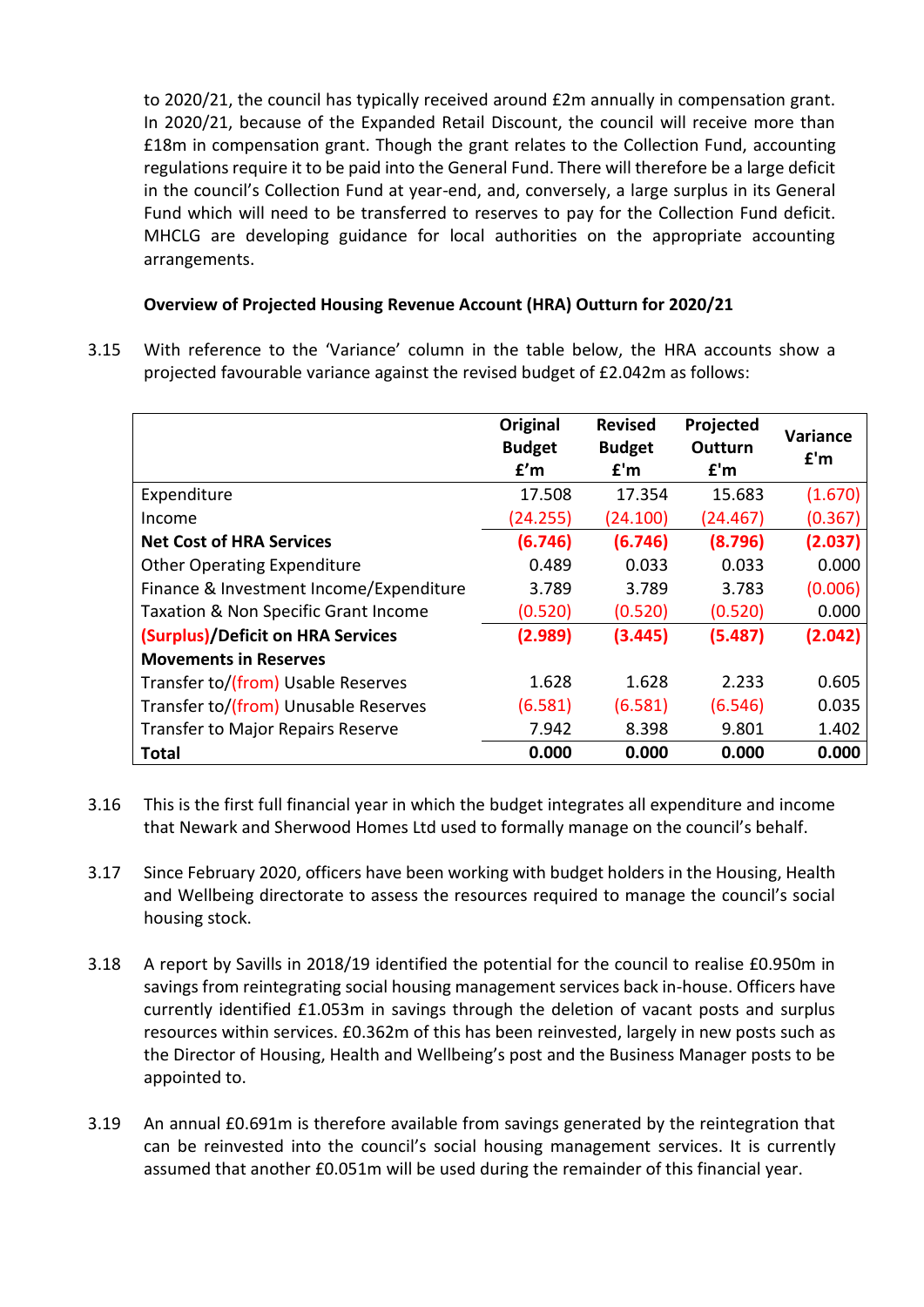to 2020/21, the council has typically received around £2m annually in compensation grant. In 2020/21, because of the Expanded Retail Discount, the council will receive more than £18m in compensation grant. Though the grant relates to the Collection Fund, accounting regulations require it to be paid into the General Fund. There will therefore be a large deficit in the council's Collection Fund at year-end, and, conversely, a large surplus in its General Fund which will need to be transferred to reserves to pay for the Collection Fund deficit. MHCLG are developing guidance for local authorities on the appropriate accounting arrangements.

**Overview of Projected Housing Revenue Account (HRA) Outturn for 2020/21**

3.15 With reference to the 'Variance' column in the table below, the HRA accounts show a projected favourable variance against the revised budget of £2.042m as follows:

| | Original Budget £'m | Revised Budget £'m | Projected Outturn £'m | Variance £'m |
|---|---|---|---|---|
| Expenditure | 17.508 | 17.354 | 15.683 | (1.670) |
| Income | (24.255) | (24.100) | (24.467) | (0.367) |
| **Net Cost of HRA Services** | **(6.746)** | **(6.746)** | **(8.796)** | **(2.037)** |
| Other Operating Expenditure | 0.489 | 0.033 | 0.033 | 0.000 |
| Finance & Investment Income/Expenditure | 3.789 | 3.789 | 3.783 | (0.006) |
| Taxation & Non Specific Grant Income | (0.520) | (0.520) | (0.520) | 0.000 |
| **(Surplus)/Deficit on HRA Services** | **(2.989)** | **(3.445)** | **(5.487)** | **(2.042)** |
| **Movements in Reserves** | | | | |
| Transfer to/(from) Usable Reserves | 1.628 | 1.628 | 2.233 | 0.605 |
| Transfer to/(from) Unusable Reserves | (6.581) | (6.581) | (6.546) | 0.035 |
| Transfer to Major Repairs Reserve | 7.942 | 8.398 | 9.801 | 1.402 |
| **Total** | **0.000** | **0.000** | **0.000** | **0.000** |

3.16 This is the first full financial year in which the budget integrates all expenditure and income that Newark and Sherwood Homes Ltd used to formally manage on the council's behalf.

3.17 Since February 2020, officers have been working with budget holders in the Housing, Health and Wellbeing directorate to assess the resources required to manage the council's social housing stock.

3.18 A report by Savills in 2018/19 identified the potential for the council to realise £0.950m in savings from reintegrating social housing management services back in-house. Officers have currently identified £1.053m in savings through the deletion of vacant posts and surplus resources within services. £0.362m of this has been reinvested, largely in new posts such as the Director of Housing, Health and Wellbeing's post and the Business Manager posts to be appointed to.

3.19 An annual £0.691m is therefore available from savings generated by the reintegration that can be reinvested into the council's social housing management services. It is currently assumed that another £0.051m will be used during the remainder of this financial year.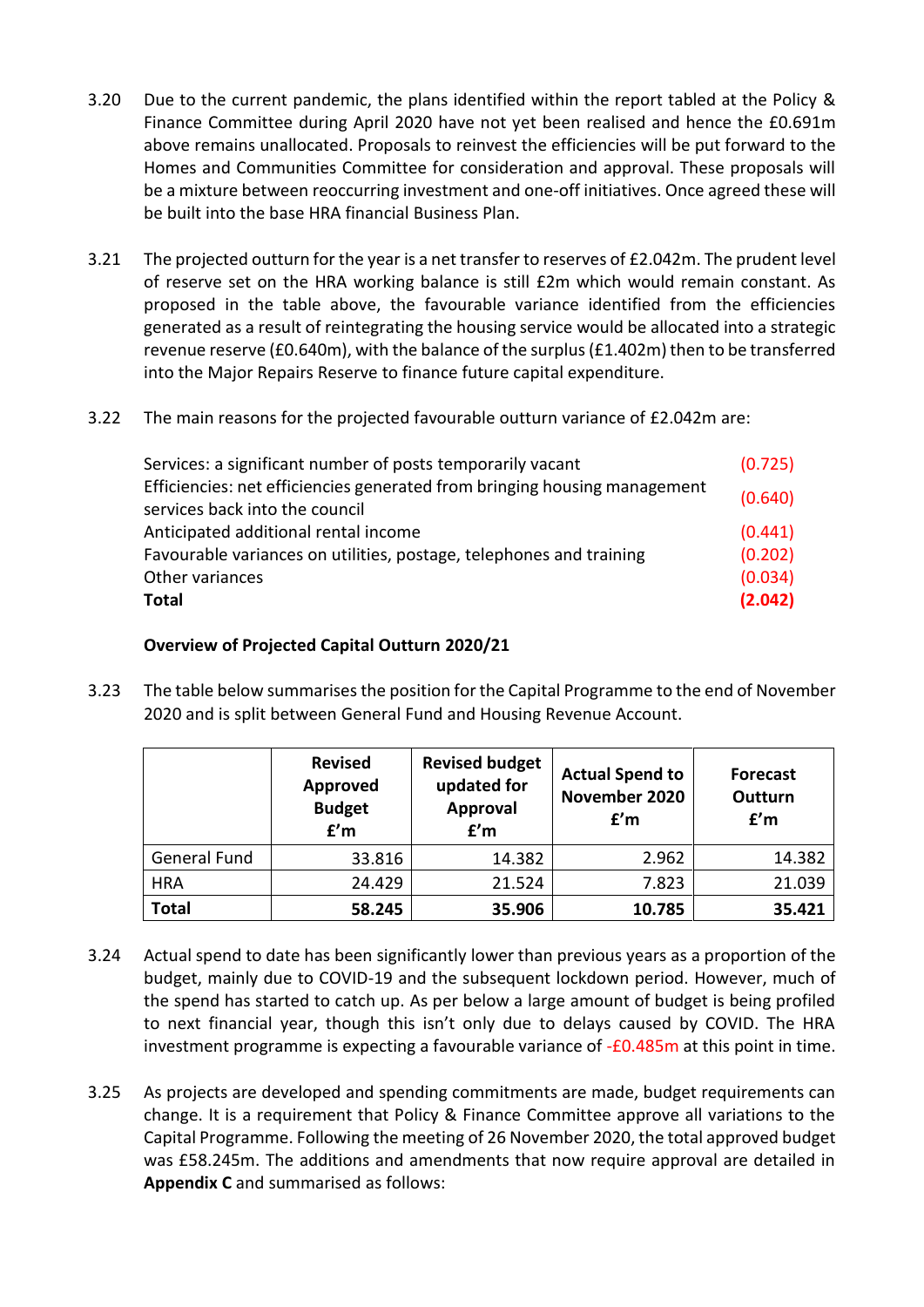3.20 Due to the current pandemic, the plans identified within the report tabled at the Policy & Finance Committee during April 2020 have not yet been realised and hence the £0.691m above remains unallocated. Proposals to reinvest the efficiencies will be put forward to the Homes and Communities Committee for consideration and approval. These proposals will be a mixture between reoccurring investment and one-off initiatives. Once agreed these will be built into the base HRA financial Business Plan.

3.21 The projected outturn for the year is a net transfer to reserves of £2.042m. The prudent level of reserve set on the HRA working balance is still £2m which would remain constant. As proposed in the table above, the favourable variance identified from the efficiencies generated as a result of reintegrating the housing service would be allocated into a strategic revenue reserve (£0.640m), with the balance of the surplus (£1.402m) then to be transferred into the Major Repairs Reserve to finance future capital expenditure.

3.22 The main reasons for the projected favourable outturn variance of £2.042m are:

| | |
|---|---|
| Services: a significant number of posts temporarily vacant | (0.725) |
| Efficiencies: net efficiencies generated from bringing housing management services back into the council | (0.640) |
| Anticipated additional rental income | (0.441) |
| Favourable variances on utilities, postage, telephones and training | (0.202) |
| Other variances | (0.034) |
| **Total** | **(2.042)** |

**Overview of Projected Capital Outturn 2020/21**

3.23 The table below summarises the position for the Capital Programme to the end of November 2020 and is split between General Fund and Housing Revenue Account.

| | Revised Approved Budget £'m | Revised budget updated for Approval £'m | Actual Spend to November 2020 £'m | Forecast Outturn £'m |
|---|---|---|---|---|
| General Fund | 33.816 | 14.382 | 2.962 | 14.382 |
| HRA | 24.429 | 21.524 | 7.823 | 21.039 |
| **Total** | **58.245** | **35.906** | **10.785** | **35.421** |

3.24 Actual spend to date has been significantly lower than previous years as a proportion of the budget, mainly due to COVID-19 and the subsequent lockdown period. However, much of the spend has started to catch up. As per below a large amount of budget is being profiled to next financial year, though this isn't only due to delays caused by COVID. The HRA investment programme is expecting a favourable variance of -£0.485m at this point in time.

3.25 As projects are developed and spending commitments are made, budget requirements can change. It is a requirement that Policy & Finance Committee approve all variations to the Capital Programme. Following the meeting of 26 November 2020, the total approved budget was £58.245m. The additions and amendments that now require approval are detailed in **Appendix C** and summarised as follows: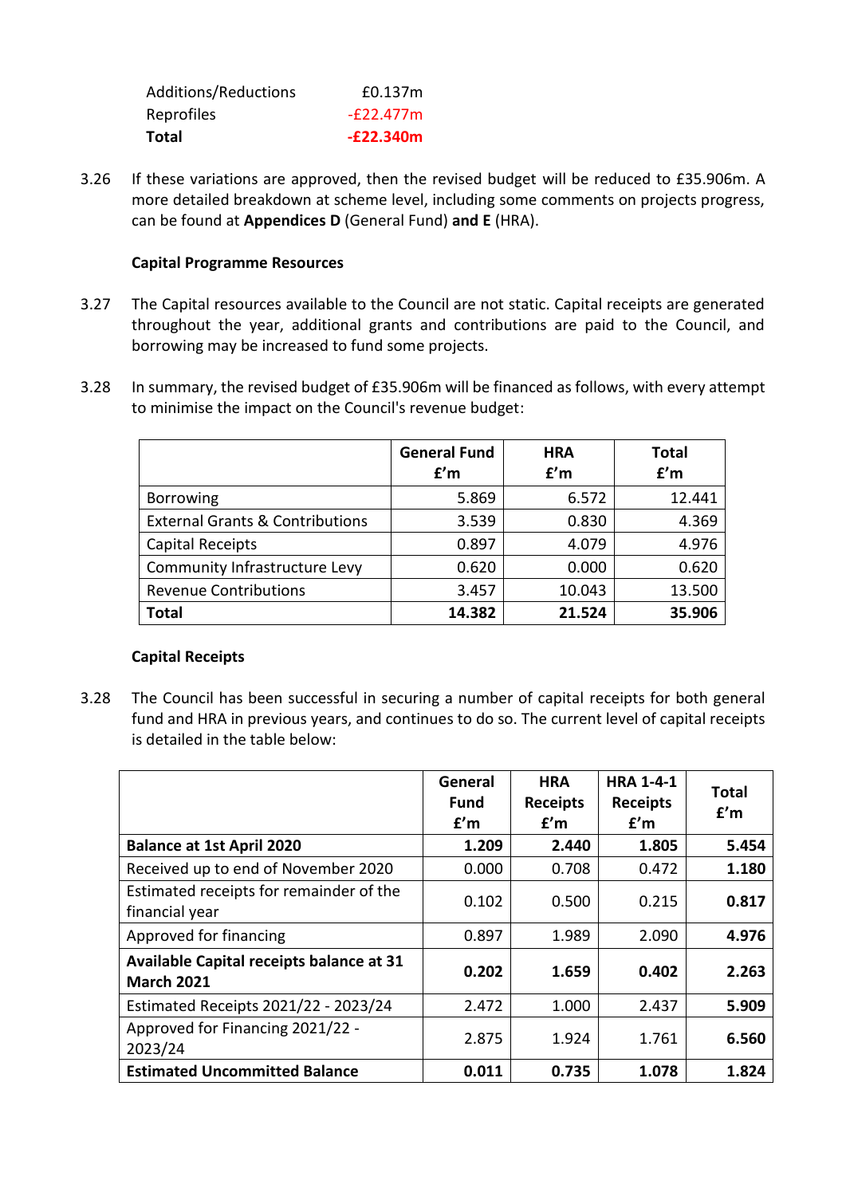| | |
|---|---|
| Additions/Reductions | £0.137m |
| Reprofiles | -£22.477m |
| **Total** | **-£22.340m** |

3.26 If these variations are approved, then the revised budget will be reduced to £35.906m. A more detailed breakdown at scheme level, including some comments on projects progress, can be found at **Appendices D** (General Fund) **and E** (HRA).

**Capital Programme Resources**

3.27 The Capital resources available to the Council are not static. Capital receipts are generated throughout the year, additional grants and contributions are paid to the Council, and borrowing may be increased to fund some projects.

3.28 In summary, the revised budget of £35.906m will be financed as follows, with every attempt to minimise the impact on the Council's revenue budget:

| | General Fund £'m | HRA £'m | Total £'m |
|---|---|---|---|
| Borrowing | 5.869 | 6.572 | 12.441 |
| External Grants & Contributions | 3.539 | 0.830 | 4.369 |
| Capital Receipts | 0.897 | 4.079 | 4.976 |
| Community Infrastructure Levy | 0.620 | 0.000 | 0.620 |
| Revenue Contributions | 3.457 | 10.043 | 13.500 |
| **Total** | **14.382** | **21.524** | **35.906** |

**Capital Receipts**

3.28 The Council has been successful in securing a number of capital receipts for both general fund and HRA in previous years, and continues to do so. The current level of capital receipts is detailed in the table below:

| | General Fund £'m | HRA Receipts £'m | HRA 1-4-1 Receipts £'m | Total £'m |
|---|---|---|---|---|
| **Balance at 1st April 2020** | **1.209** | **2.440** | **1.805** | **5.454** |
| Received up to end of November 2020 | 0.000 | 0.708 | 0.472 | **1.180** |
| Estimated receipts for remainder of the financial year | 0.102 | 0.500 | 0.215 | **0.817** |
| Approved for financing | 0.897 | 1.989 | 2.090 | **4.976** |
| **Available Capital receipts balance at 31 March 2021** | **0.202** | **1.659** | **0.402** | **2.263** |
| Estimated Receipts 2021/22 - 2023/24 | 2.472 | 1.000 | 2.437 | **5.909** |
| Approved for Financing 2021/22 - 2023/24 | 2.875 | 1.924 | 1.761 | **6.560** |
| **Estimated Uncommitted Balance** | **0.011** | **0.735** | **1.078** | **1.824** |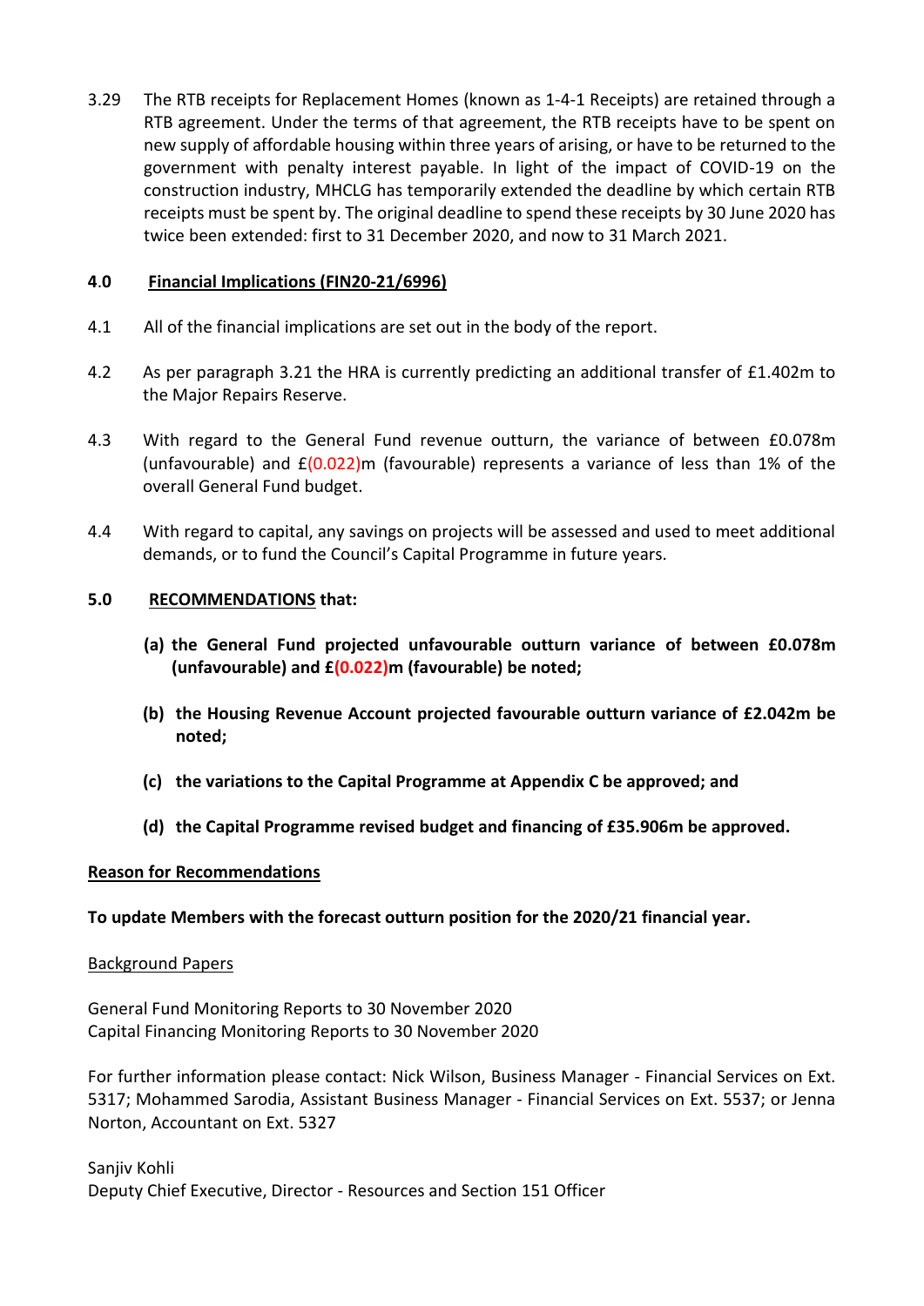3.29 The RTB receipts for Replacement Homes (known as 1-4-1 Receipts) are retained through a RTB agreement. Under the terms of that agreement, the RTB receipts have to be spent on new supply of affordable housing within three years of arising, or have to be returned to the government with penalty interest payable. In light of the impact of COVID-19 on the construction industry, MHCLG has temporarily extended the deadline by which certain RTB receipts must be spent by. The original deadline to spend these receipts by 30 June 2020 has twice been extended: first to 31 December 2020, and now to 31 March 2021.

## 4.0 Financial Implications (FIN20-21/6996)

4.1 All of the financial implications are set out in the body of the report.

4.2 As per paragraph 3.21 the HRA is currently predicting an additional transfer of £1.402m to the Major Repairs Reserve.

4.3 With regard to the General Fund revenue outturn, the variance of between £0.078m (unfavourable) and £(0.022)m (favourable) represents a variance of less than 1% of the overall General Fund budget.

4.4 With regard to capital, any savings on projects will be assessed and used to meet additional demands, or to fund the Council's Capital Programme in future years.

## 5.0 RECOMMENDATIONS that:

**(a) the General Fund projected unfavourable outturn variance of between £0.078m (unfavourable) and £(0.022)m (favourable) be noted;**

**(b) the Housing Revenue Account projected favourable outturn variance of £2.042m be noted;**

**(c) the variations to the Capital Programme at Appendix C be approved; and**

**(d) the Capital Programme revised budget and financing of £35.906m be approved.**

**Reason for Recommendations**

**To update Members with the forecast outturn position for the 2020/21 financial year.**

Background Papers

General Fund Monitoring Reports to 30 November 2020
Capital Financing Monitoring Reports to 30 November 2020

For further information please contact: Nick Wilson, Business Manager - Financial Services on Ext. 5317; Mohammed Sarodia, Assistant Business Manager - Financial Services on Ext. 5537; or Jenna Norton, Accountant on Ext. 5327

Sanjiv Kohli
Deputy Chief Executive, Director - Resources and Section 151 Officer